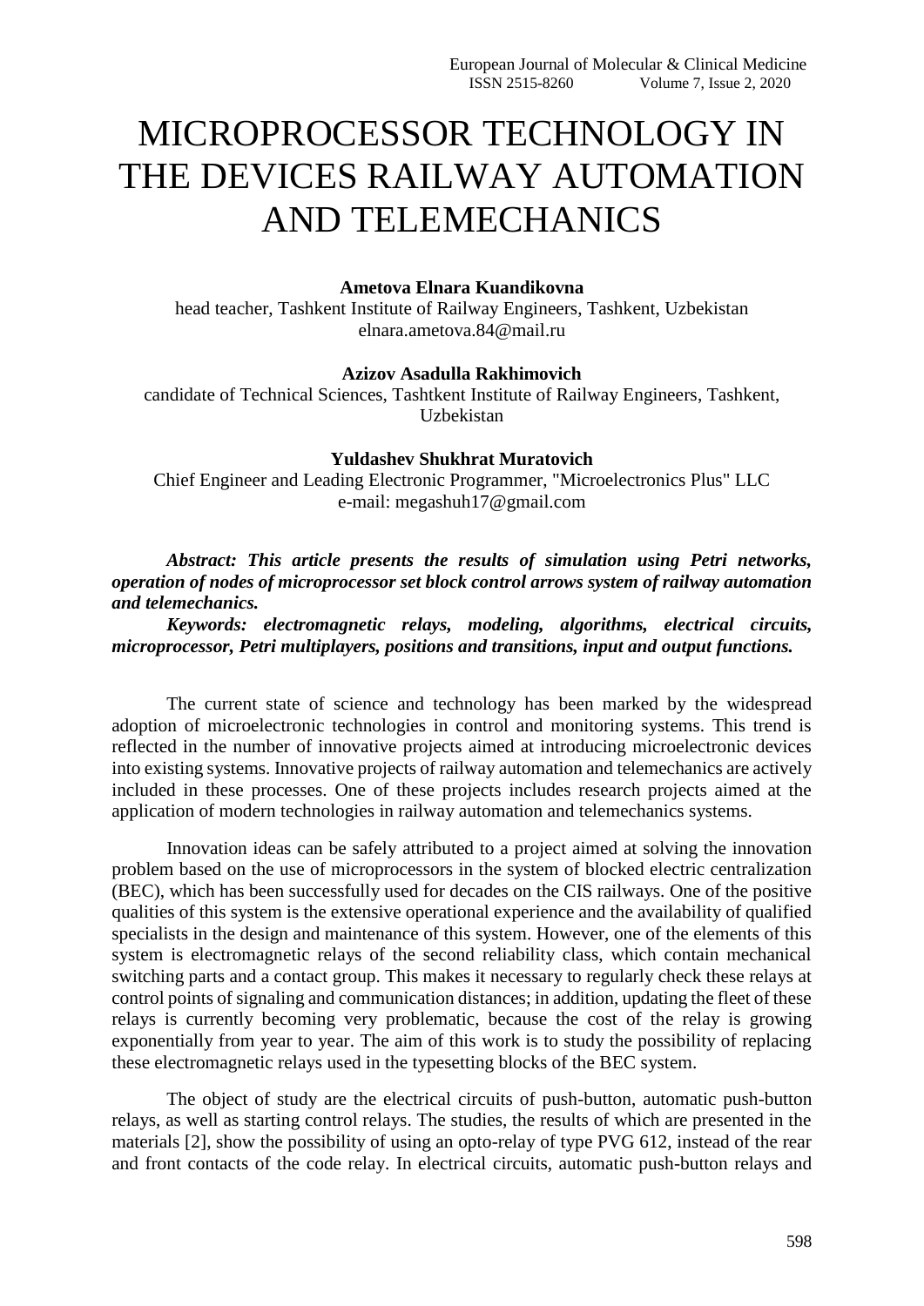# MICROPROCESSOR TECHNOLOGY IN THE DEVICES RAILWAY AUTOMATION AND TELEMECHANICS

**Ametova Elnara Kuandikovna**
head teacher, Tashkent Institute of Railway Engineers, Tashkent, Uzbekistan
elnara.ametova.84@mail.ru

**Azizov Asadulla Rakhimovich**
candidate of Technical Sciences, Tashtkent Institute of Railway Engineers, Tashkent, Uzbekistan

**Yuldashev Shukhrat Muratovich**
Chief Engineer and Leading Electronic Programmer, "Microelectronics Plus" LLC
e-mail: megashuh17@gmail.com

***Abstract: This article presents the results of simulation using Petri networks, operation of nodes of microprocessor set block control arrows system of railway automation and telemechanics.***

***Keywords: electromagnetic relays, modeling, algorithms, electrical circuits, microprocessor, Petri multiplayers, positions and transitions, input and output functions.***

The current state of science and technology has been marked by the widespread adoption of microelectronic technologies in control and monitoring systems. This trend is reflected in the number of innovative projects aimed at introducing microelectronic devices into existing systems. Innovative projects of railway automation and telemechanics are actively included in these processes. One of these projects includes research projects aimed at the application of modern technologies in railway automation and telemechanics systems.

Innovation ideas can be safely attributed to a project aimed at solving the innovation problem based on the use of microprocessors in the system of blocked electric centralization (BEC), which has been successfully used for decades on the CIS railways. One of the positive qualities of this system is the extensive operational experience and the availability of qualified specialists in the design and maintenance of this system. However, one of the elements of this system is electromagnetic relays of the second reliability class, which contain mechanical switching parts and a contact group. This makes it necessary to regularly check these relays at control points of signaling and communication distances; in addition, updating the fleet of these relays is currently becoming very problematic, because the cost of the relay is growing exponentially from year to year. The aim of this work is to study the possibility of replacing these electromagnetic relays used in the typesetting blocks of the BEC system.

The object of study are the electrical circuits of push-button, automatic push-button relays, as well as starting control relays. The studies, the results of which are presented in the materials [2], show the possibility of using an opto-relay of type PVG 612, instead of the rear and front contacts of the code relay. In electrical circuits, automatic push-button relays and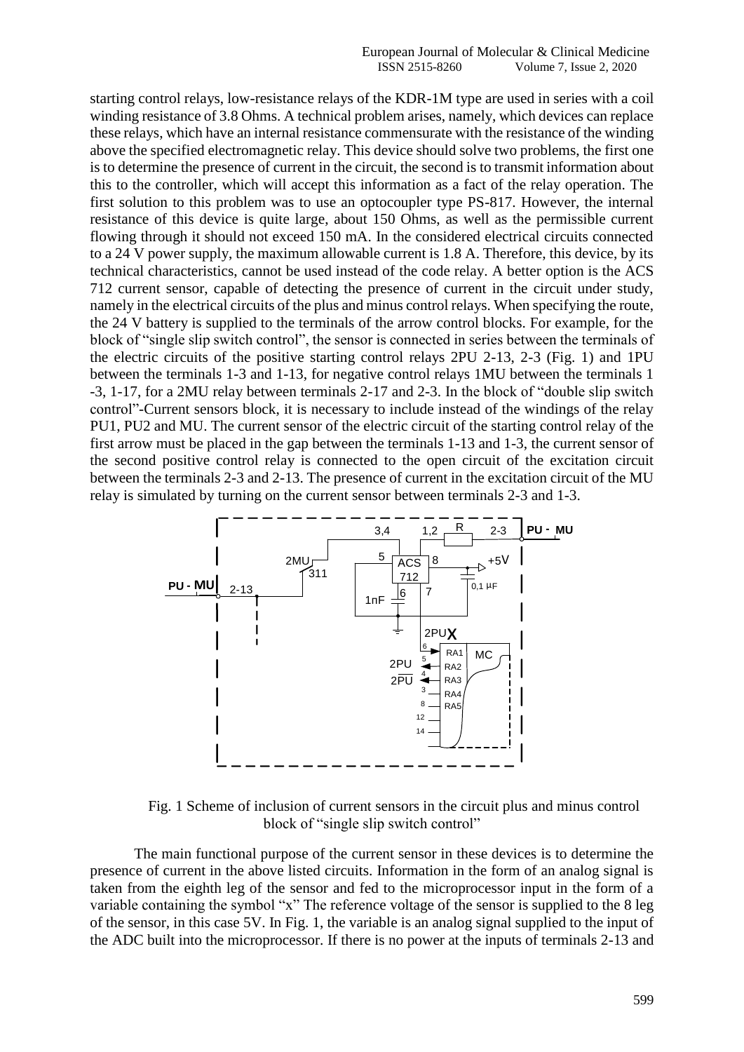starting control relays, low-resistance relays of the KDR-1M type are used in series with a coil winding resistance of 3.8 Ohms. A technical problem arises, namely, which devices can replace these relays, which have an internal resistance commensurate with the resistance of the winding above the specified electromagnetic relay. This device should solve two problems, the first one is to determine the presence of current in the circuit, the second is to transmit information about this to the controller, which will accept this information as a fact of the relay operation. The first solution to this problem was to use an optocoupler type PS-817. However, the internal resistance of this device is quite large, about 150 Ohms, as well as the permissible current flowing through it should not exceed 150 mA. In the considered electrical circuits connected to a 24 V power supply, the maximum allowable current is 1.8 A. Therefore, this device, by its technical characteristics, cannot be used instead of the code relay. A better option is the ACS 712 current sensor, capable of detecting the presence of current in the circuit under study, namely in the electrical circuits of the plus and minus control relays. When specifying the route, the 24 V battery is supplied to the terminals of the arrow control blocks. For example, for the block of "single slip switch control", the sensor is connected in series between the terminals of the electric circuits of the positive starting control relays 2PU 2-13, 2-3 (Fig. 1) and 1PU between the terminals 1-3 and 1-13, for negative control relays 1MU between the terminals 1 -3, 1-17, for a 2MU relay between terminals 2-17 and 2-3. In the block of "double slip switch control"-Current sensors block, it is necessary to include instead of the windings of the relay PU1, PU2 and MU. The current sensor of the electric circuit of the starting control relay of the first arrow must be placed in the gap between the terminals 1-13 and 1-3, the current sensor of the second positive control relay is connected to the open circuit of the excitation circuit between the terminals 2-3 and 2-13. The presence of current in the excitation circuit of the MU relay is simulated by turning on the current sensor between terminals 2-3 and 1-3.

Fig. 1 Scheme of inclusion of current sensors in the circuit plus and minus control block of "single slip switch control"

The main functional purpose of the current sensor in these devices is to determine the presence of current in the above listed circuits. Information in the form of an analog signal is taken from the eighth leg of the sensor and fed to the microprocessor input in the form of a variable containing the symbol "x" The reference voltage of the sensor is supplied to the 8 leg of the sensor, in this case 5V. In Fig. 1, the variable is an analog signal supplied to the input of the ADC built into the microprocessor. If there is no power at the inputs of terminals 2-13 and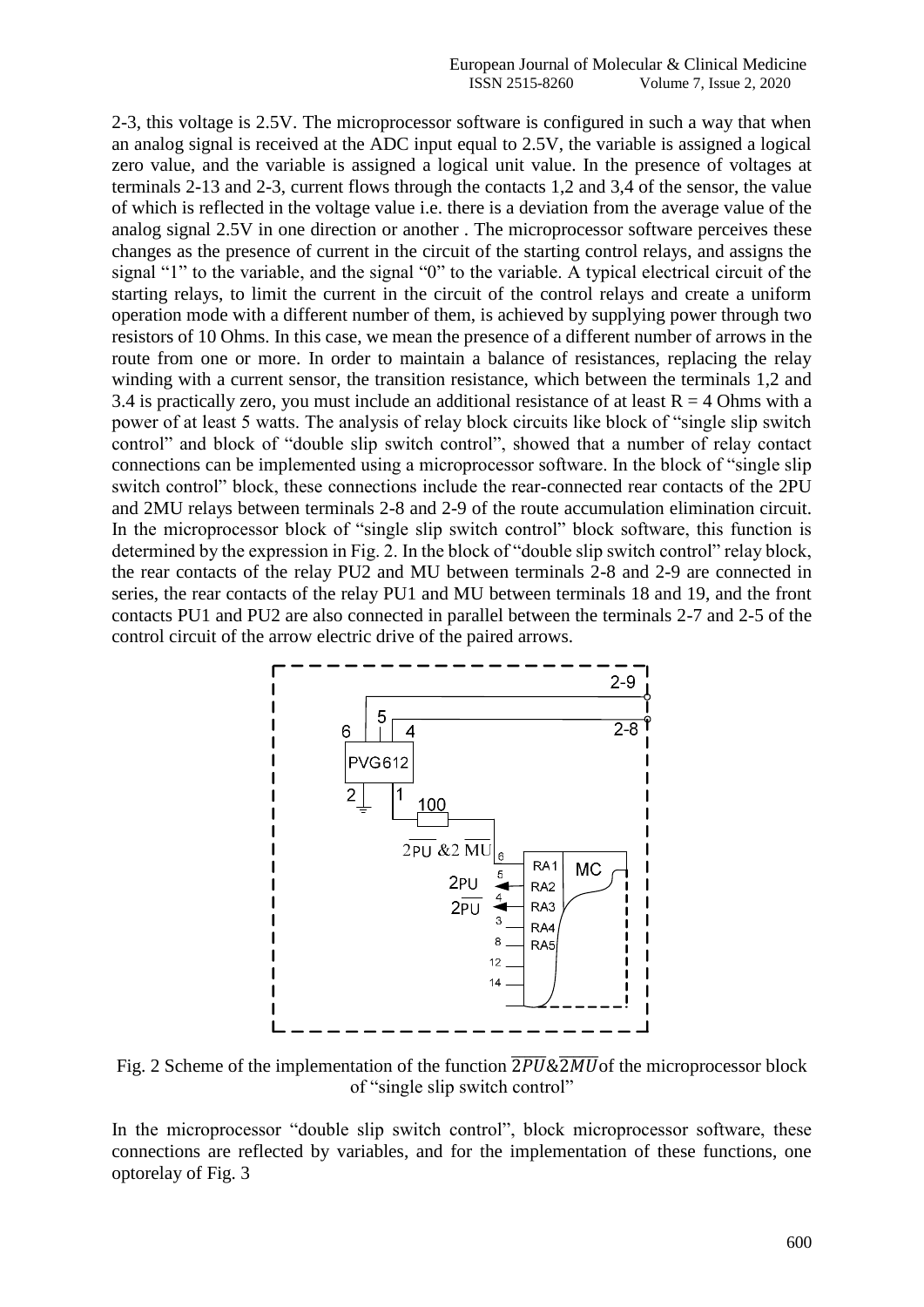2-3, this voltage is 2.5V. The microprocessor software is configured in such a way that when an analog signal is received at the ADC input equal to 2.5V, the variable is assigned a logical zero value, and the variable is assigned a logical unit value. In the presence of voltages at terminals 2-13 and 2-3, current flows through the contacts 1,2 and 3,4 of the sensor, the value of which is reflected in the voltage value i.e. there is a deviation from the average value of the analog signal 2.5V in one direction or another . The microprocessor software perceives these changes as the presence of current in the circuit of the starting control relays, and assigns the signal "1" to the variable, and the signal "0" to the variable. A typical electrical circuit of the starting relays, to limit the current in the circuit of the control relays and create a uniform operation mode with a different number of them, is achieved by supplying power through two resistors of 10 Ohms. In this case, we mean the presence of a different number of arrows in the route from one or more. In order to maintain a balance of resistances, replacing the relay winding with a current sensor, the transition resistance, which between the terminals 1,2 and 3.4 is practically zero, you must include an additional resistance of at least R = 4 Ohms with a power of at least 5 watts. The analysis of relay block circuits like block of "single slip switch control" and block of "double slip switch control", showed that a number of relay contact connections can be implemented using a microprocessor software. In the block of "single slip switch control" block, these connections include the rear-connected rear contacts of the 2PU and 2MU relays between terminals 2-8 and 2-9 of the route accumulation elimination circuit. In the microprocessor block of "single slip switch control" block software, this function is determined by the expression in Fig. 2. In the block of "double slip switch control" relay block, the rear contacts of the relay PU2 and MU between terminals 2-8 and 2-9 are connected in series, the rear contacts of the relay PU1 and MU between terminals 18 and 19, and the front contacts PU1 and PU2 are also connected in parallel between the terminals 2-7 and 2-5 of the control circuit of the arrow electric drive of the paired arrows.

Fig. 2 Scheme of the implementation of the function $\overline{2PU}\&\overline{2MU}$ of the microprocessor block of "single slip switch control"

In the microprocessor "double slip switch control", block microprocessor software, these connections are reflected by variables, and for the implementation of these functions, one optorelay of Fig. 3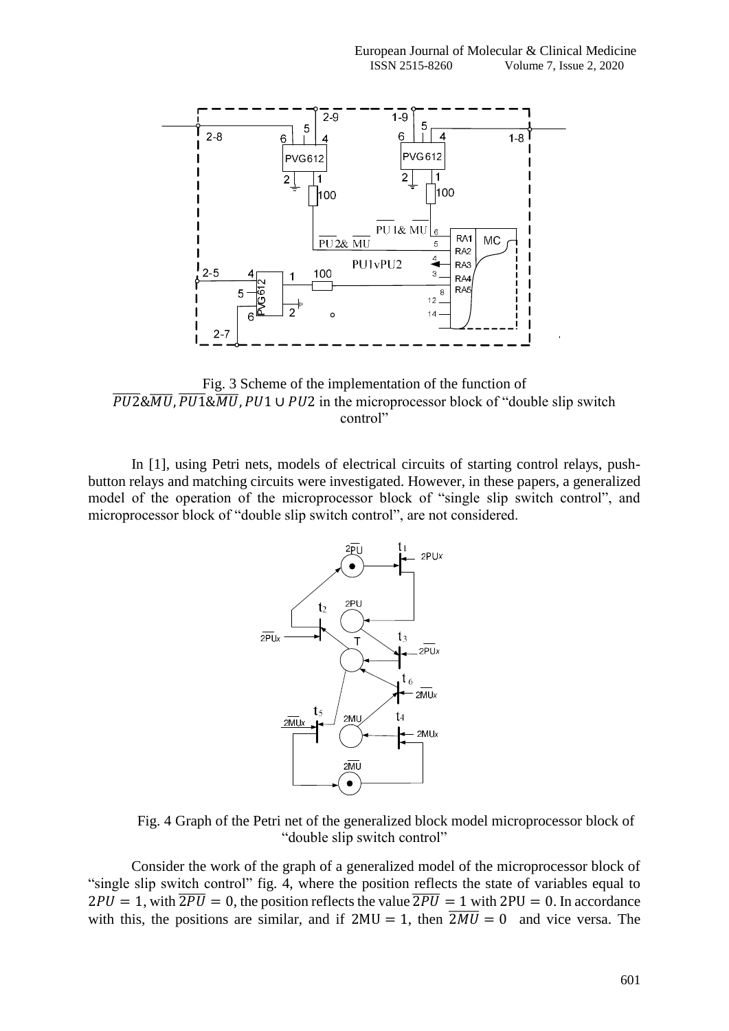Fig. 3 Scheme of the implementation of the function of $\overline{PU2}\&\overline{MU}, \overline{PU1}\&\overline{MU}, PU1 \cup PU2$ in the microprocessor block of "double slip switch control"

In [1], using Petri nets, models of electrical circuits of starting control relays, push-button relays and matching circuits were investigated. However, in these papers, a generalized model of the operation of the microprocessor block of "single slip switch control", and microprocessor block of "double slip switch control", are not considered.

Fig. 4 Graph of the Petri net of the generalized block model microprocessor block of "double slip switch control"

Consider the work of the graph of a generalized model of the microprocessor block of "single slip switch control" fig. 4, where the position reflects the state of variables equal to $2PU = 1$, with $\overline{2PU} = 0$, the position reflects the value $\overline{2PU} = 1$ with $2PU = 0$. In accordance with this, the positions are similar, and if $2MU = 1$, then $\overline{2MU} = 0$ and vice versa. The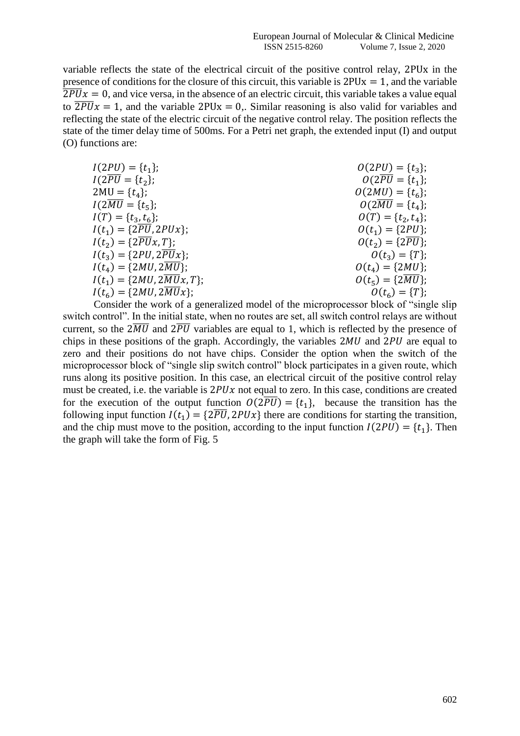variable reflects the state of the electrical circuit of the positive control relay, 2PUx in the presence of conditions for the closure of this circuit, this variable is $2\text{PUx} = 1$, and the variable $\overline{2PU}x = 0$, and vice versa, in the absence of an electric circuit, this variable takes a value equal to $\overline{2PU}x = 1$, and the variable $2\text{PUx} = 0$,. Similar reasoning is also valid for variables and reflecting the state of the electric circuit of the negative control relay. The position reflects the state of the timer delay time of 500ms. For a Petri net graph, the extended input (I) and output (O) functions are:

| | |
|---|---|
| $I(2PU) = \{t_1\};$ | $O(2PU) = \{t_3\};$ |
| $I(2\overline{PU} = \{t_2\};$ | $O(2\overline{PU} = \{t_1\};$ |
| $2\text{MU} = \{t_4\};$ | $O(2MU) = \{t_6\};$ |
| $I(2\overline{MU} = \{t_5\};$ | $O(2\overline{MU} = \{t_4\};$ |
| $I(T) = \{t_3, t_6\};$ | $O(T) = \{t_2, t_4\};$ |
| $I(t_1) = \{2\overline{PU}, 2PUx\};$ | $O(t_1) = \{2PU\};$ |
| $I(t_2) = \{2\overline{PU}x, T\};$ | $O(t_2) = \{2\overline{PU}\};$ |
| $I(t_3) = \{2PU, 2\overline{PU}x\};$ | $O(t_3) = \{T\};$ |
| $I(t_4) = \{2MU, 2\overline{MU}\};$ | $O(t_4) = \{2MU\};$ |
| $I(t_1) = \{2MU, 2\overline{MU}x, T\};$ | $O(t_5) = \{2\overline{MU}\};$ |
| $I(t_6) = \{2MU, 2\overline{MU}x\};$ | $O(t_6) = \{T\};$ |

Consider the work of a generalized model of the microprocessor block of "single slip switch control". In the initial state, when no routes are set, all switch control relays are without current, so the $2\overline{MU}$ and $2\overline{PU}$ variables are equal to 1, which is reflected by the presence of chips in these positions of the graph. Accordingly, the variables $2MU$ and $2PU$ are equal to zero and their positions do not have chips. Consider the option when the switch of the microprocessor block of "single slip switch control" block participates in a given route, which runs along its positive position. In this case, an electrical circuit of the positive control relay must be created, i.e. the variable is $2PUx$ not equal to zero. In this case, conditions are created for the execution of the output function $O(2\overline{PU}) = \{t_1\}$, because the transition has the following input function $I(t_1) = \{2\overline{PU}, 2PUx\}$ there are conditions for starting the transition, and the chip must move to the position, according to the input function $I(2PU) = \{t_1\}$. Then the graph will take the form of Fig. 5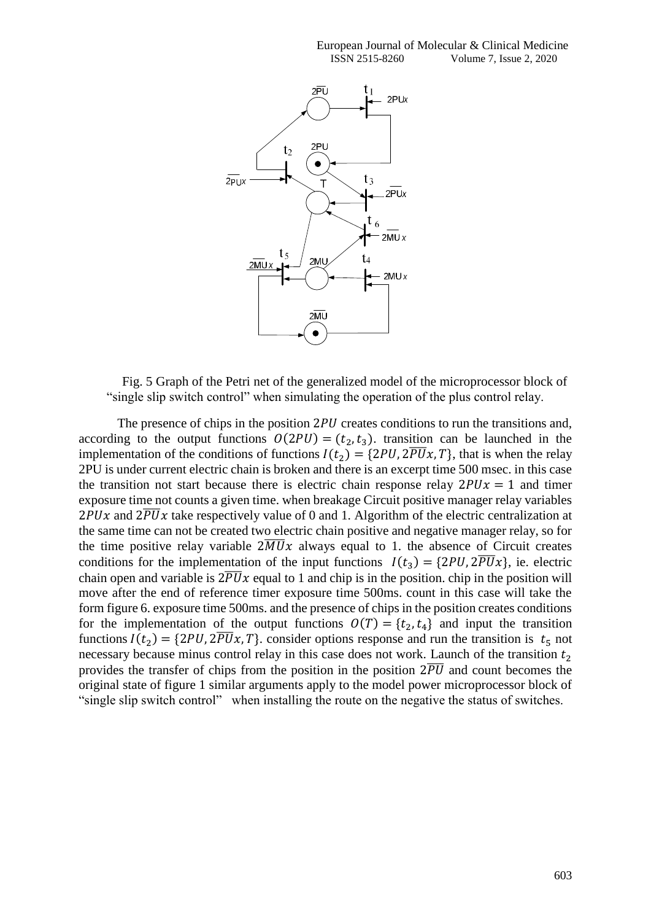Fig. 5 Graph of the Petri net of the generalized model of the microprocessor block of "single slip switch control" when simulating the operation of the plus control relay.

The presence of chips in the position $2PU$ creates conditions to run the transitions and, according to the output functions $O(2PU) = (t_2, t_3)$. transition can be launched in the implementation of the conditions of functions $I(t_2) = \{2PU, 2\overline{PU}x, T\}$, that is when the relay 2PU is under current electric chain is broken and there is an excerpt time 500 msec. in this case the transition not start because there is electric chain response relay $2PUx = 1$ and timer exposure time not counts a given time. when breakage Circuit positive manager relay variables $2PUx$ and $2\overline{PU}x$ take respectively value of 0 and 1. Algorithm of the electric centralization at the same time can not be created two electric chain positive and negative manager relay, so for the time positive relay variable $2\overline{MU}x$ always equal to 1. the absence of Circuit creates conditions for the implementation of the input functions $I(t_3) = \{2PU, 2\overline{PU}x\}$, ie. electric chain open and variable is $2\overline{PU}x$ equal to 1 and chip is in the position. chip in the position will move after the end of reference timer exposure time 500ms. count in this case will take the form figure 6. exposure time 500ms. and the presence of chips in the position creates conditions for the implementation of the output functions $O(T) = \{t_2, t_4\}$ and input the transition functions $I(t_2) = \{2PU, 2\overline{PU}x, T\}$. consider options response and run the transition is $t_5$ not necessary because minus control relay in this case does not work. Launch of the transition $t_2$ provides the transfer of chips from the position in the position $2\overline{PU}$ and count becomes the original state of figure 1 similar arguments apply to the model power microprocessor block of "single slip switch control" when installing the route on the negative the status of switches.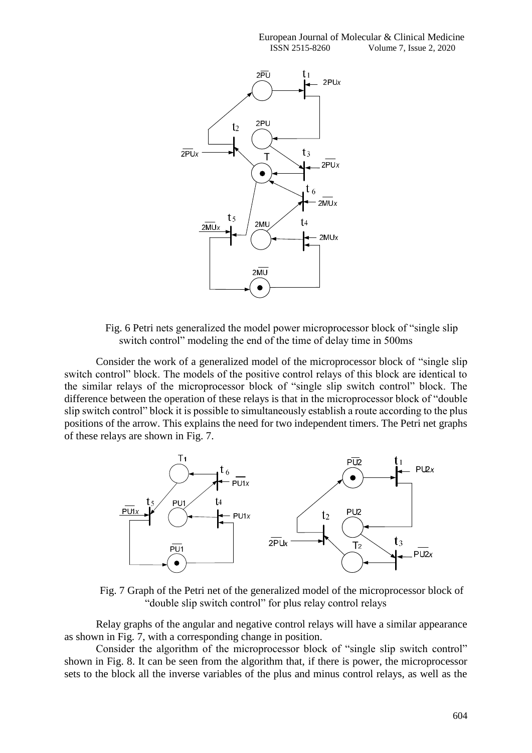Fig. 6 Petri nets generalized the model power microprocessor block of "single slip switch control" modeling the end of the time of delay time in 500ms

Consider the work of a generalized model of the microprocessor block of "single slip switch control" block. The models of the positive control relays of this block are identical to the similar relays of the microprocessor block of "single slip switch control" block. The difference between the operation of these relays is that in the microprocessor block of "double slip switch control" block it is possible to simultaneously establish a route according to the plus positions of the arrow. This explains the need for two independent timers. The Petri net graphs of these relays are shown in Fig. 7.

Fig. 7 Graph of the Petri net of the generalized model of the microprocessor block of "double slip switch control" for plus relay control relays

Relay graphs of the angular and negative control relays will have a similar appearance as shown in Fig. 7, with a corresponding change in position.

Consider the algorithm of the microprocessor block of "single slip switch control" shown in Fig. 8. It can be seen from the algorithm that, if there is power, the microprocessor sets to the block all the inverse variables of the plus and minus control relays, as well as the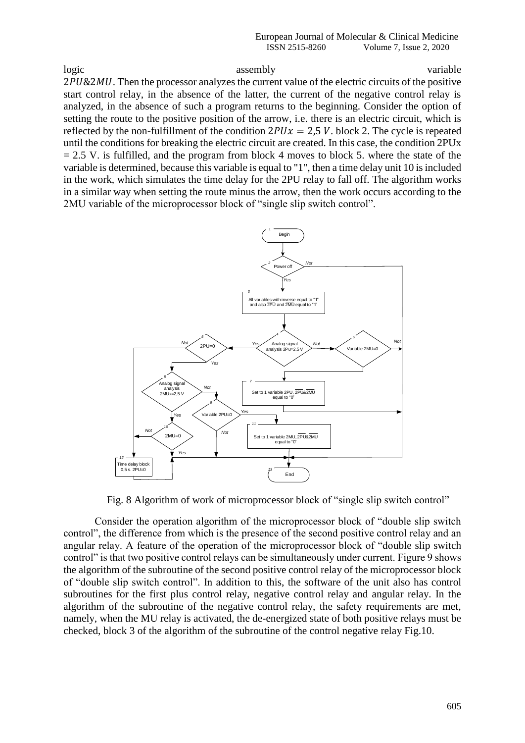logic assembly variable $2PU\&2MU$. Then the processor analyzes the current value of the electric circuits of the positive start control relay, in the absence of the latter, the current of the negative control relay is analyzed, in the absence of such a program returns to the beginning. Consider the option of setting the route to the positive position of the arrow, i.e. there is an electric circuit, which is reflected by the non-fulfillment of the condition $2PUx = 2{,}5\ V$. block 2. The cycle is repeated until the conditions for breaking the electric circuit are created. In this case, the condition 2PUx = 2.5 V. is fulfilled, and the program from block 4 moves to block 5. where the state of the variable is determined, because this variable is equal to "1", then a time delay unit 10 is included in the work, which simulates the time delay for the 2PU relay to fall off. The algorithm works in a similar way when setting the route minus the arrow, then the work occurs according to the 2MU variable of the microprocessor block of "single slip switch control".

Fig. 8 Algorithm of work of microprocessor block of "single slip switch control"

Consider the operation algorithm of the microprocessor block of "double slip switch control", the difference from which is the presence of the second positive control relay and an angular relay. A feature of the operation of the microprocessor block of "double slip switch control" is that two positive control relays can be simultaneously under current. Figure 9 shows the algorithm of the subroutine of the second positive control relay of the microprocessor block of "double slip switch control". In addition to this, the software of the unit also has control subroutines for the first plus control relay, negative control relay and angular relay. In the algorithm of the subroutine of the negative control relay, the safety requirements are met, namely, when the MU relay is activated, the de-energized state of both positive relays must be checked, block 3 of the algorithm of the subroutine of the control negative relay Fig.10.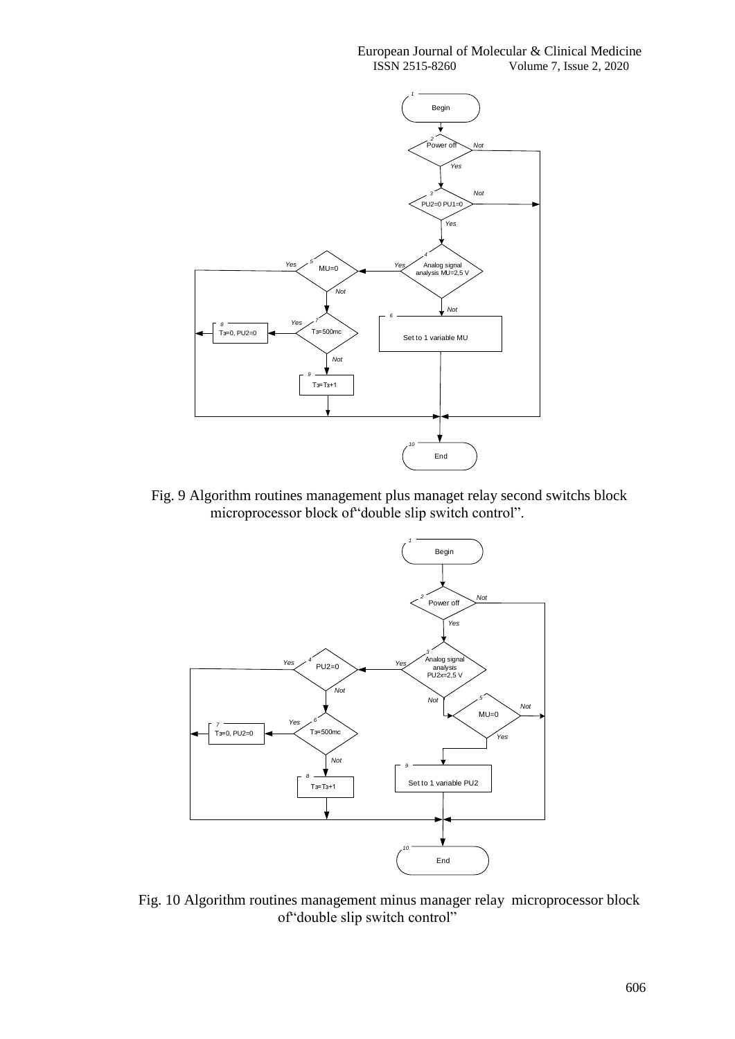Fig. 9 Algorithm routines management plus managet relay second switchs block microprocessor block of"double slip switch control".

Fig. 10 Algorithm routines management minus manager relay microprocessor block of"double slip switch control"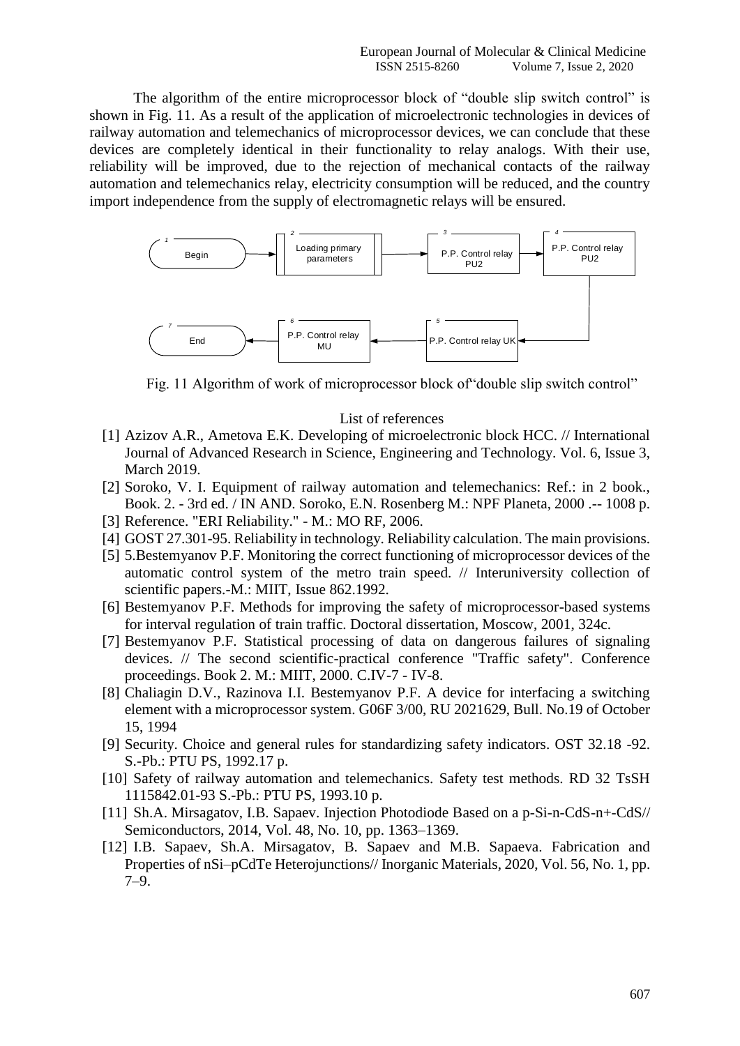The algorithm of the entire microprocessor block of "double slip switch control" is shown in Fig. 11. As a result of the application of microelectronic technologies in devices of railway automation and telemechanics of microprocessor devices, we can conclude that these devices are completely identical in their functionality to relay analogs. With their use, reliability will be improved, due to the rejection of mechanical contacts of the railway automation and telemechanics relay, electricity consumption will be reduced, and the country import independence from the supply of electromagnetic relays will be ensured.

1 Begin

2 Loading primary parameters

3 P.P. Control relay PU2

4 P.P. Control relay PU2

5 P.P. Control relay UK

6 P.P. Control relay MU

7 End

Fig. 11 Algorithm of work of microprocessor block of"double slip switch control"

## List of references

[1] Azizov A.R., Ametova E.K. Developing of microelectronic block HCC. // International Journal of Advanced Research in Science, Engineering and Technology. Vol. 6, Issue 3, March 2019.

[2] Soroko, V. I. Equipment of railway automation and telemechanics: Ref.: in 2 book., Book. 2. - 3rd ed. / IN AND. Soroko, E.N. Rosenberg M.: NPF Planeta, 2000 .-- 1008 p.

[3] Reference. "ERI Reliability." - M.: MO RF, 2006.

[4] GOST 27.301-95. Reliability in technology. Reliability calculation. The main provisions.

[5] 5.Bestemyanov P.F. Monitoring the correct functioning of microprocessor devices of the automatic control system of the metro train speed. // Interuniversity collection of scientific papers.-M.: MIIT, Issue 862.1992.

[6] Bestemyanov P.F. Methods for improving the safety of microprocessor-based systems for interval regulation of train traffic. Doctoral dissertation, Moscow, 2001, 324c.

[7] Bestemyanov P.F. Statistical processing of data on dangerous failures of signaling devices. // The second scientific-practical conference "Traffic safety". Conference proceedings. Book 2. M.: MIIT, 2000. C.IV-7 - IV-8.

[8] Chaliagin D.V., Razinova I.I. Bestemyanov P.F. A device for interfacing a switching element with a microprocessor system. G06F 3/00, RU 2021629, Bull. No.19 of October 15, 1994

[9] Security. Choice and general rules for standardizing safety indicators. OST 32.18 -92. S.-Pb.: PTU PS, 1992.17 p.

[10] Safety of railway automation and telemechanics. Safety test methods. RD 32 TsSH 1115842.01-93 S.-Pb.: PTU PS, 1993.10 p.

[11] Sh.A. Mirsagatov, I.B. Sapaev. Injection Photodiode Based on a p-Si-n-CdS-n+-CdS// Semiconductors, 2014, Vol. 48, No. 10, pp. 1363–1369.

[12] I.B. Sapaev, Sh.A. Mirsagatov, B. Sapaev and M.B. Sapaeva. Fabrication and Properties of nSi–pCdTe Heterojunctions// Inorganic Materials, 2020, Vol. 56, No. 1, pp. 7–9.